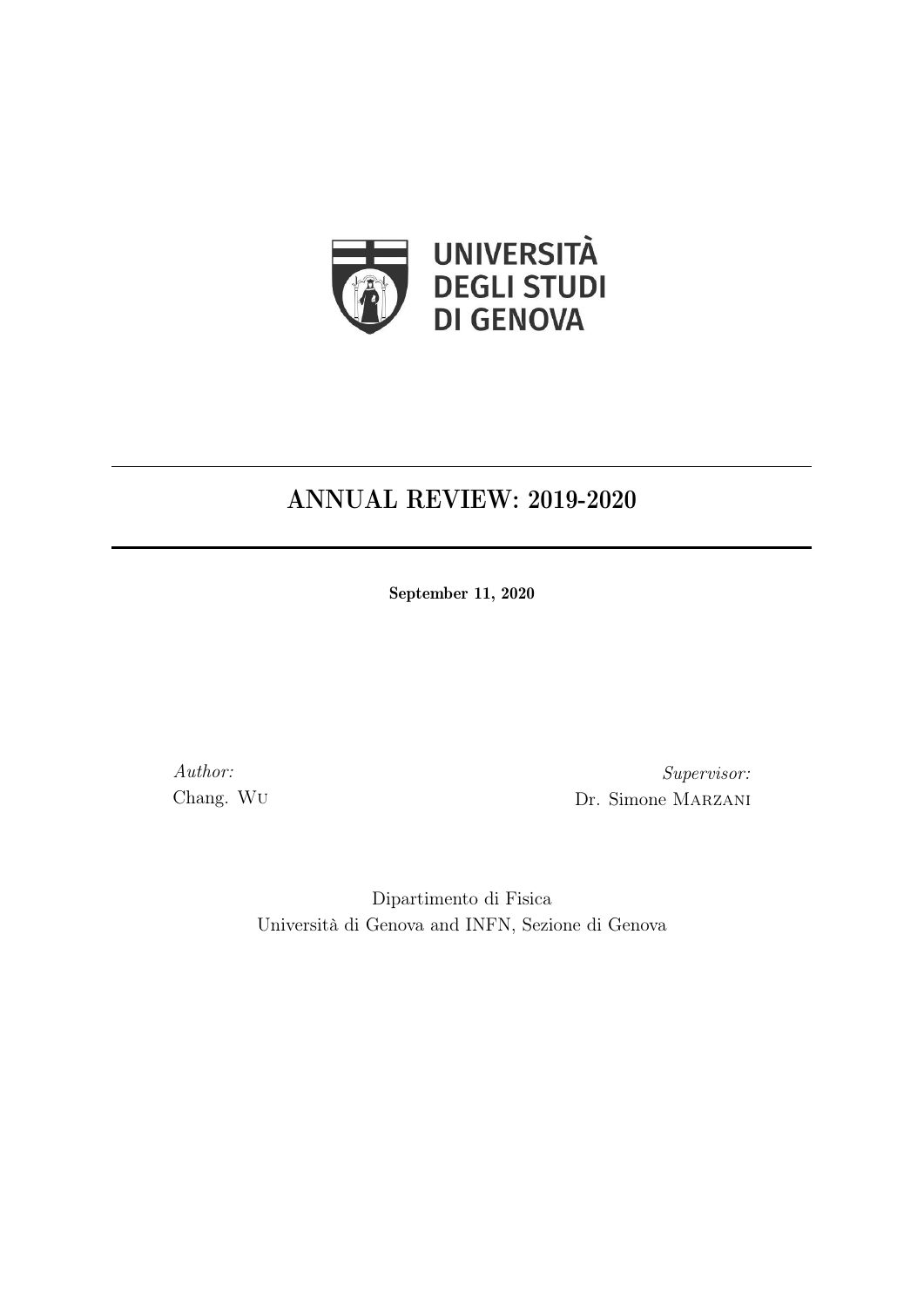UNIVERSITÀ DEGLI STUDI DI GENOVA

# ANNUAL REVIEW: 2019-2020

**September 11, 2020**

*Author:*
Chang. Wu

*Supervisor:*
Dr. Simone Marzani

Dipartimento di Fisica
Università di Genova and INFN, Sezione di Genova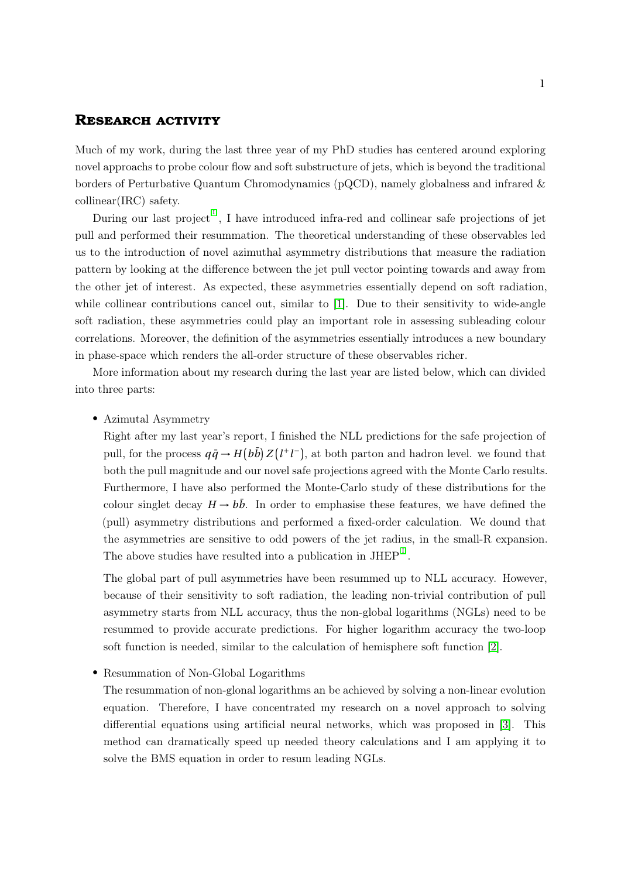# Research activity

Much of my work, during the last three year of my PhD studies has centered around exploring novel approachs to probe colour flow and soft substructure of jets, which is beyond the traditional borders of Perturbative Quantum Chromodynamics (pQCD), namely globalness and infrared & collinear(IRC) safety.

During our last project[1], I have introduced infra-red and collinear safe projections of jet pull and performed their resummation. The theoretical understanding of these observables led us to the introduction of novel azimuthal asymmetry distributions that measure the radiation pattern by looking at the difference between the jet pull vector pointing towards and away from the other jet of interest. As expected, these asymmetries essentially depend on soft radiation, while collinear contributions cancel out, similar to [1]. Due to their sensitivity to wide-angle soft radiation, these asymmetries could play an important role in assessing subleading colour correlations. Moreover, the definition of the asymmetries essentially introduces a new boundary in phase-space which renders the all-order structure of these observables richer.

More information about my research during the last year are listed below, which can divided into three parts:

- Azimutal Asymmetry

  Right after my last year's report, I finished the NLL predictions for the safe projection of pull, for the process $q\bar{q} \to H(b\bar{b})\,Z(l^+l^-)$, at both parton and hadron level. we found that both the pull magnitude and our novel safe projections agreed with the Monte Carlo results. Furthermore, I have also performed the Monte-Carlo study of these distributions for the colour singlet decay $H \to b\bar{b}$. In order to emphasise these features, we have defined the (pull) asymmetry distributions and performed a fixed-order calculation. We dound that the asymmetries are sensitive to odd powers of the jet radius, in the small-R expansion. The above studies have resulted into a publication in JHEP[1].

  The global part of pull asymmetries have been resummed up to NLL accuracy. However, because of their sensitivity to soft radiation, the leading non-trivial contribution of pull asymmetry starts from NLL accuracy, thus the non-global logarithms (NGLs) need to be resummed to provide accurate predictions. For higher logarithm accuracy the two-loop soft function is needed, similar to the calculation of hemisphere soft function [2].

- Resummation of Non-Global Logarithms

  The resummation of non-glonal logarithms an be achieved by solving a non-linear evolution equation. Therefore, I have concentrated my research on a novel approach to solving differential equations using artificial neural networks, which was proposed in [3]. This method can dramatically speed up needed theory calculations and I am applying it to solve the BMS equation in order to resum leading NGLs.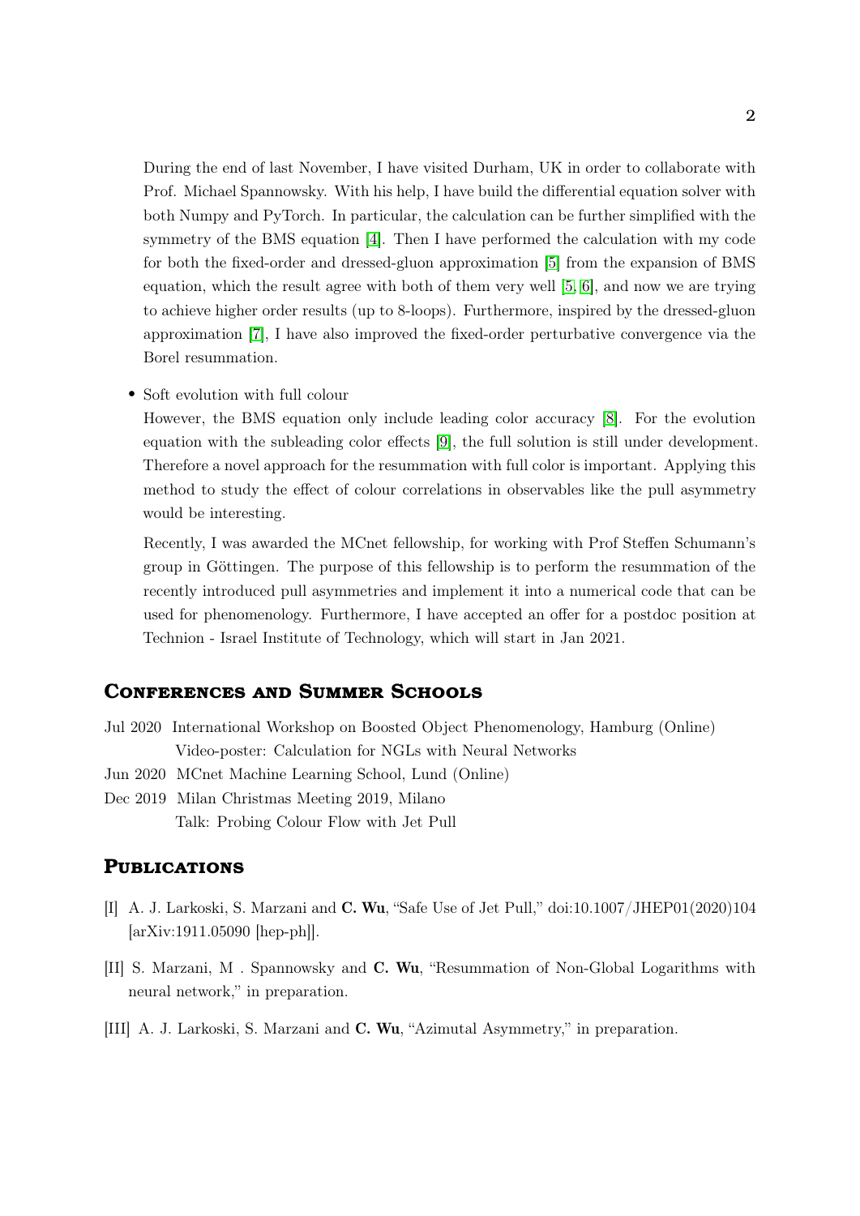During the end of last November, I have visited Durham, UK in order to collaborate with Prof. Michael Spannowsky. With his help, I have build the differential equation solver with both Numpy and PyTorch. In particular, the calculation can be further simplified with the symmetry of the BMS equation [4]. Then I have performed the calculation with my code for both the fixed-order and dressed-gluon approximation [5] from the expansion of BMS equation, which the result agree with both of them very well [5, 6], and now we are trying to achieve higher order results (up to 8-loops). Furthermore, inspired by the dressed-gluon approximation [7], I have also improved the fixed-order perturbative convergence via the Borel resummation.

- Soft evolution with full colour

  However, the BMS equation only include leading color accuracy [8]. For the evolution equation with the subleading color effects [9], the full solution is still under development. Therefore a novel approach for the resummation with full color is important. Applying this method to study the effect of colour correlations in observables like the pull asymmetry would be interesting.

  Recently, I was awarded the MCnet fellowship, for working with Prof Steffen Schumann's group in Göttingen. The purpose of this fellowship is to perform the resummation of the recently introduced pull asymmetries and implement it into a numerical code that can be used for phenomenology. Furthermore, I have accepted an offer for a postdoc position at Technion - Israel Institute of Technology, which will start in Jan 2021.

## Conferences and Summer Schools

Jul 2020 International Workshop on Boosted Object Phenomenology, Hamburg (Online)
Video-poster: Calculation for NGLs with Neural Networks

Jun 2020 MCnet Machine Learning School, Lund (Online)

Dec 2019 Milan Christmas Meeting 2019, Milano
Talk: Probing Colour Flow with Jet Pull

## Publications

[I] A. J. Larkoski, S. Marzani and **C. Wu**, "Safe Use of Jet Pull," doi:10.1007/JHEP01(2020)104 [arXiv:1911.05090 [hep-ph]].

[II] S. Marzani, M . Spannowsky and **C. Wu**, "Resummation of Non-Global Logarithms with neural network," in preparation.

[III] A. J. Larkoski, S. Marzani and **C. Wu**, "Azimutal Asymmetry," in preparation.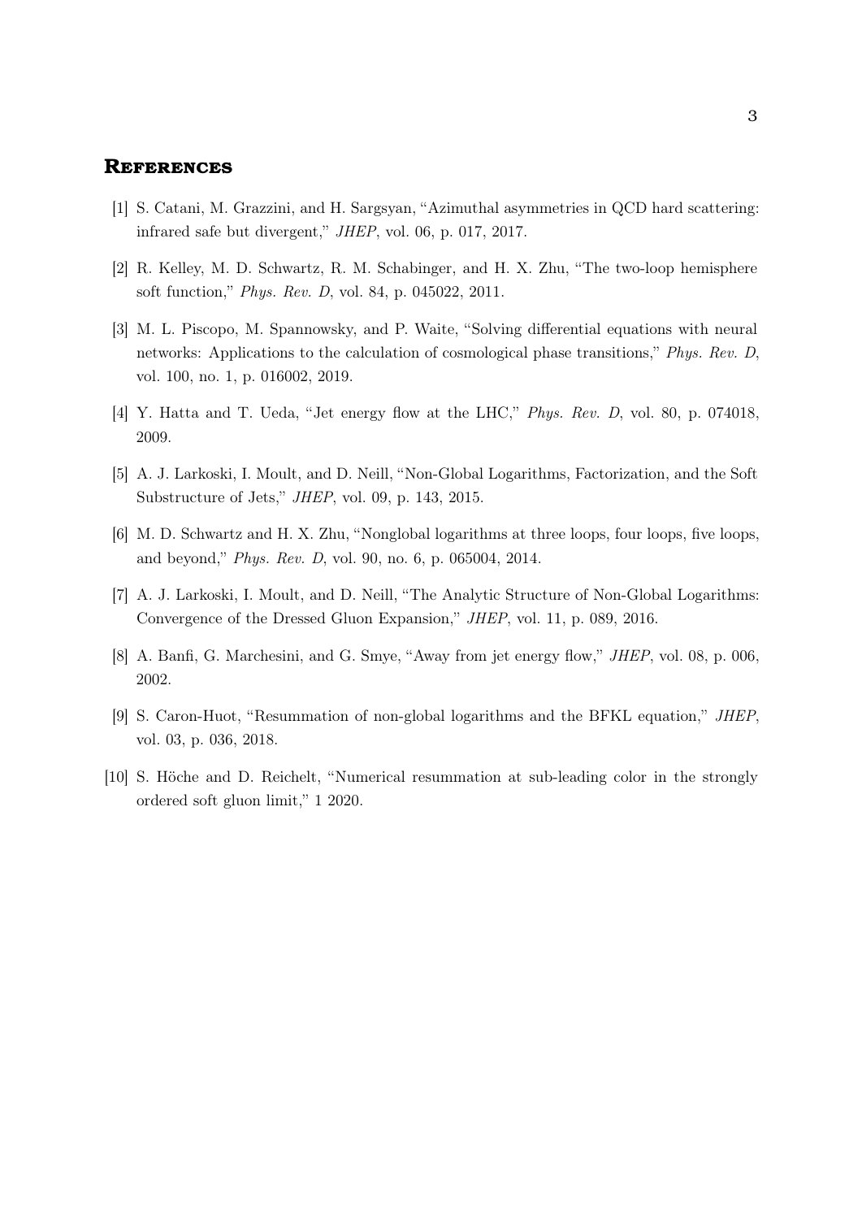## References

[1] S. Catani, M. Grazzini, and H. Sargsyan, "Azimuthal asymmetries in QCD hard scattering: infrared safe but divergent," *JHEP*, vol. 06, p. 017, 2017.

[2] R. Kelley, M. D. Schwartz, R. M. Schabinger, and H. X. Zhu, "The two-loop hemisphere soft function," *Phys. Rev. D*, vol. 84, p. 045022, 2011.

[3] M. L. Piscopo, M. Spannowsky, and P. Waite, "Solving differential equations with neural networks: Applications to the calculation of cosmological phase transitions," *Phys. Rev. D*, vol. 100, no. 1, p. 016002, 2019.

[4] Y. Hatta and T. Ueda, "Jet energy flow at the LHC," *Phys. Rev. D*, vol. 80, p. 074018, 2009.

[5] A. J. Larkoski, I. Moult, and D. Neill, "Non-Global Logarithms, Factorization, and the Soft Substructure of Jets," *JHEP*, vol. 09, p. 143, 2015.

[6] M. D. Schwartz and H. X. Zhu, "Nonglobal logarithms at three loops, four loops, five loops, and beyond," *Phys. Rev. D*, vol. 90, no. 6, p. 065004, 2014.

[7] A. J. Larkoski, I. Moult, and D. Neill, "The Analytic Structure of Non-Global Logarithms: Convergence of the Dressed Gluon Expansion," *JHEP*, vol. 11, p. 089, 2016.

[8] A. Banfi, G. Marchesini, and G. Smye, "Away from jet energy flow," *JHEP*, vol. 08, p. 006, 2002.

[9] S. Caron-Huot, "Resummation of non-global logarithms and the BFKL equation," *JHEP*, vol. 03, p. 036, 2018.

[10] S. Höche and D. Reichelt, "Numerical resummation at sub-leading color in the strongly ordered soft gluon limit," 1 2020.